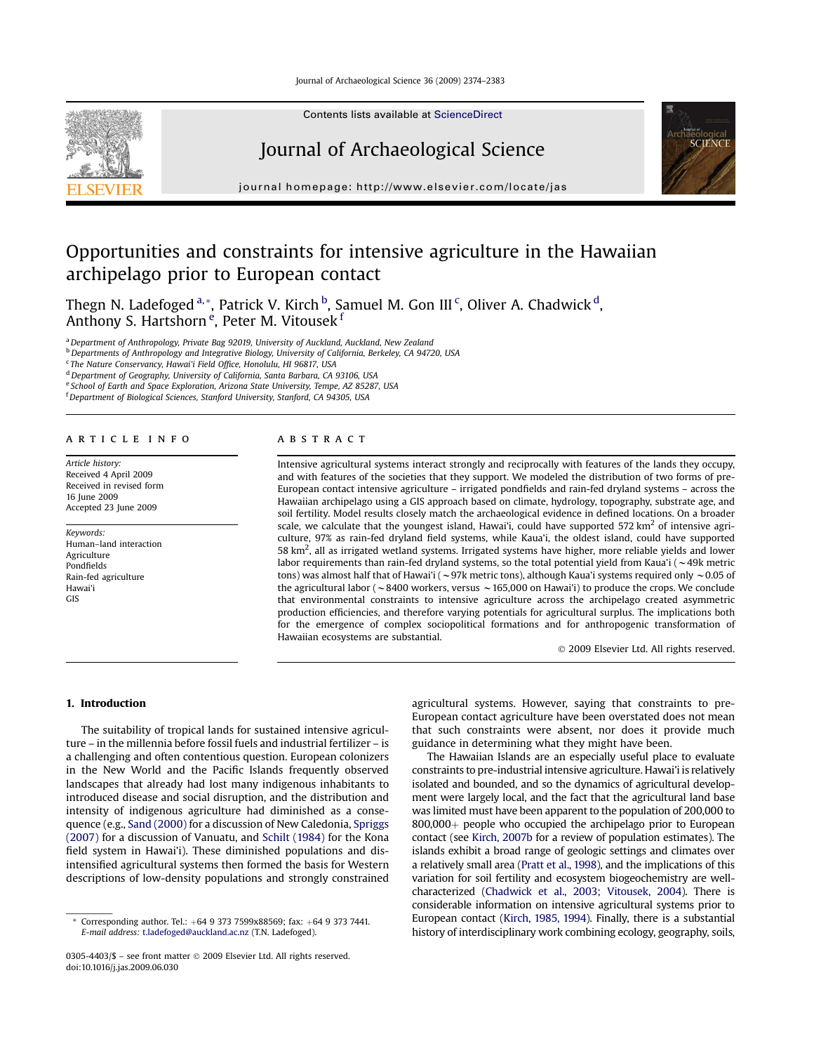# Opportunities and constraints for intensive agriculture in the Hawaiian archipelago prior to European contact

Thegn N. Ladefoged [a,*], Patrick V. Kirch [b], Samuel M. Gon III [c], Oliver A. Chadwick [d], Anthony S. Hartshorn [e], Peter M. Vitousek [f]

[a] Department of Anthropology, Private Bag 92019, University of Auckland, Auckland, New Zealand
[b] Departments of Anthropology and Integrative Biology, University of California, Berkeley, CA 94720, USA
[c] The Nature Conservancy, Hawai'i Field Office, Honolulu, HI 96817, USA
[d] Department of Geography, University of California, Santa Barbara, CA 93106, USA
[e] School of Earth and Space Exploration, Arizona State University, Tempe, AZ 85287, USA
[f] Department of Biological Sciences, Stanford University, Stanford, CA 94305, USA

## ARTICLE INFO

*Article history:*
Received 4 April 2009
Received in revised form 16 June 2009
Accepted 23 June 2009

*Keywords:*
Human–land interaction
Agriculture
Pondfields
Rain-fed agriculture
Hawai'i
GIS

## ABSTRACT

Intensive agricultural systems interact strongly and reciprocally with features of the lands they occupy, and with features of the societies that they support. We modeled the distribution of two forms of pre-European contact intensive agriculture – irrigated pondfields and rain-fed dryland systems – across the Hawaiian archipelago using a GIS approach based on climate, hydrology, topography, substrate age, and soil fertility. Model results closely match the archaeological evidence in defined locations. On a broader scale, we calculate that the youngest island, Hawai'i, could have supported 572 km$^2$ of intensive agriculture, 97% as rain-fed dryland field systems, while Kaua'i, the oldest island, could have supported 58 km$^2$, all as irrigated wetland systems. Irrigated systems have higher, more reliable yields and lower labor requirements than rain-fed dryland systems, so the total potential yield from Kaua'i (~49k metric tons) was almost half that of Hawai'i (~97k metric tons), although Kaua'i systems required only ~0.05 of the agricultural labor (~8400 workers, versus ~165,000 on Hawai'i) to produce the crops. We conclude that environmental constraints to intensive agriculture across the archipelago created asymmetric production efficiencies, and therefore varying potentials for agricultural surplus. The implications both for the emergence of complex sociopolitical formations and for anthropogenic transformation of Hawaiian ecosystems are substantial.

© 2009 Elsevier Ltd. All rights reserved.

## 1. Introduction

The suitability of tropical lands for sustained intensive agriculture – in the millennia before fossil fuels and industrial fertilizer – is a challenging and often contentious question. European colonizers in the New World and the Pacific Islands frequently observed landscapes that already had lost many indigenous inhabitants to introduced disease and social disruption, and the distribution and intensity of indigenous agriculture had diminished as a consequence (e.g., Sand (2000) for a discussion of New Caledonia, Spriggs (2007) for a discussion of Vanuatu, and Schilt (1984) for the Kona field system in Hawai'i). These diminished populations and dis-intensified agricultural systems then formed the basis for Western descriptions of low-density populations and strongly constrained agricultural systems. However, saying that constraints to pre-European contact agriculture have been overstated does not mean that such constraints were absent, nor does it provide much guidance in determining what they might have been.

The Hawaiian Islands are an especially useful place to evaluate constraints to pre-industrial intensive agriculture. Hawai'i is relatively isolated and bounded, and so the dynamics of agricultural development were largely local, and the fact that the agricultural land base was limited must have been apparent to the population of 200,000 to 800,000+ people who occupied the archipelago prior to European contact (see Kirch, 2007b for a review of population estimates). The islands exhibit a broad range of geologic settings and climates over a relatively small area (Pratt et al., 1998), and the implications of this variation for soil fertility and ecosystem biogeochemistry are well-characterized (Chadwick et al., 2003; Vitousek, 2004). There is considerable information on intensive agricultural systems prior to European contact (Kirch, 1985, 1994). Finally, there is a substantial history of interdisciplinary work combining ecology, geography, soils,

* Corresponding author. Tel.: +64 9 373 7599x88569; fax: +64 9 373 7441.
*E-mail address:* t.ladefoged@auckland.ac.nz (T.N. Ladefoged).

0305-4403/$ – see front matter © 2009 Elsevier Ltd. All rights reserved.
doi:10.1016/j.jas.2009.06.030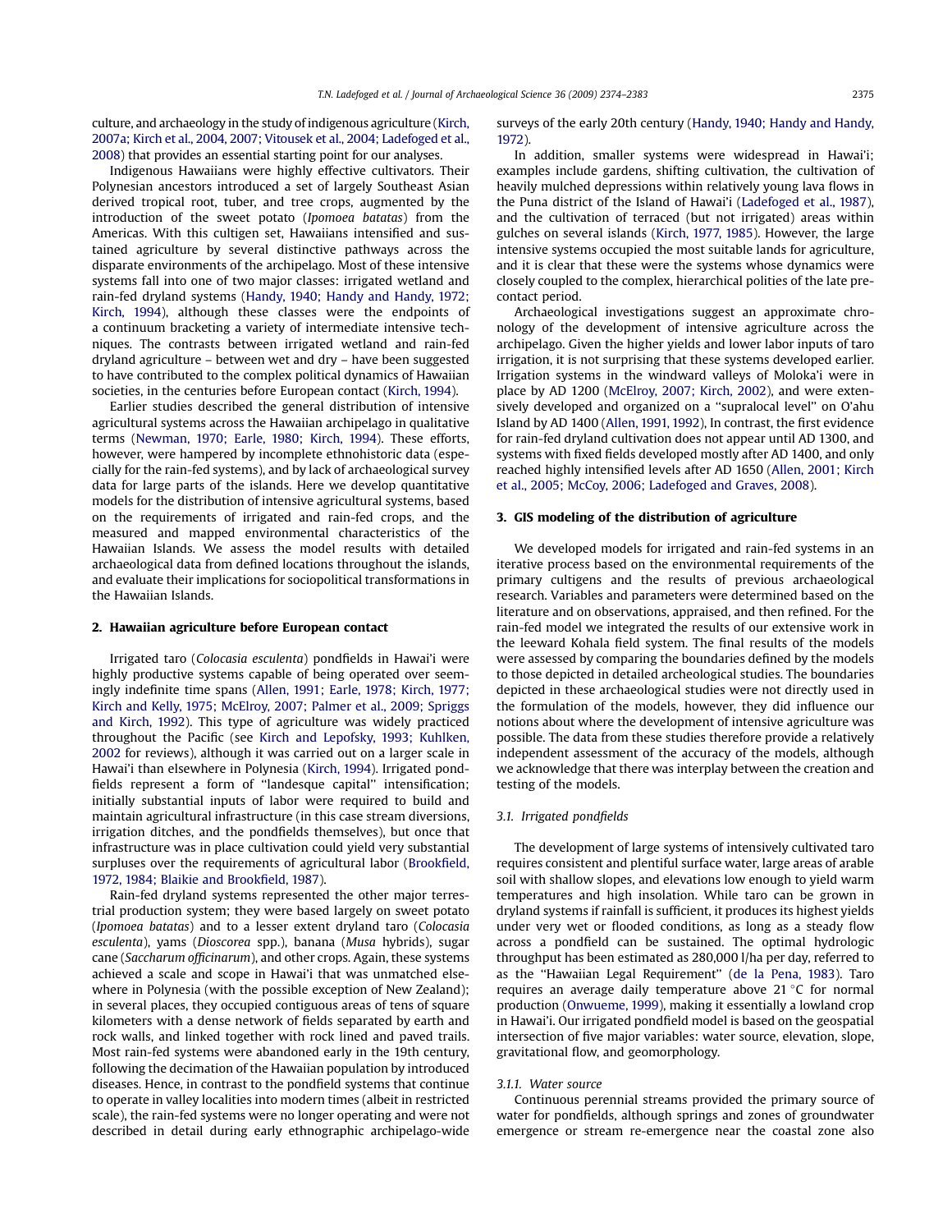culture, and archaeology in the study of indigenous agriculture (Kirch, 2007a; Kirch et al., 2004, 2007; Vitousek et al., 2004; Ladefoged et al., 2008) that provides an essential starting point for our analyses.

Indigenous Hawaiians were highly effective cultivators. Their Polynesian ancestors introduced a set of largely Southeast Asian derived tropical root, tuber, and tree crops, augmented by the introduction of the sweet potato (*Ipomoea batatas*) from the Americas. With this cultigen set, Hawaiians intensified and sustained agriculture by several distinctive pathways across the disparate environments of the archipelago. Most of these intensive systems fall into one of two major classes: irrigated wetland and rain-fed dryland systems (Handy, 1940; Handy and Handy, 1972; Kirch, 1994), although these classes were the endpoints of a continuum bracketing a variety of intermediate intensive techniques. The contrasts between irrigated wetland and rain-fed dryland agriculture – between wet and dry – have been suggested to have contributed to the complex political dynamics of Hawaiian societies, in the centuries before European contact (Kirch, 1994).

Earlier studies described the general distribution of intensive agricultural systems across the Hawaiian archipelago in qualitative terms (Newman, 1970; Earle, 1980; Kirch, 1994). These efforts, however, were hampered by incomplete ethnohistoric data (especially for the rain-fed systems), and by lack of archaeological survey data for large parts of the islands. Here we develop quantitative models for the distribution of intensive agricultural systems, based on the requirements of irrigated and rain-fed crops, and the measured and mapped environmental characteristics of the Hawaiian Islands. We assess the model results with detailed archaeological data from defined locations throughout the islands, and evaluate their implications for sociopolitical transformations in the Hawaiian Islands.

## 2. Hawaiian agriculture before European contact

Irrigated taro (*Colocasia esculenta*) pondfields in Hawai'i were highly productive systems capable of being operated over seemingly indefinite time spans (Allen, 1991; Earle, 1978; Kirch, 1977; Kirch and Kelly, 1975; McElroy, 2007; Palmer et al., 2009; Spriggs and Kirch, 1992). This type of agriculture was widely practiced throughout the Pacific (see Kirch and Lepofsky, 1993; Kuhlken, 2002 for reviews), although it was carried out on a larger scale in Hawai'i than elsewhere in Polynesia (Kirch, 1994). Irrigated pondfields represent a form of "landesque capital" intensification; initially substantial inputs of labor were required to build and maintain agricultural infrastructure (in this case stream diversions, irrigation ditches, and the pondfields themselves), but once that infrastructure was in place cultivation could yield very substantial surpluses over the requirements of agricultural labor (Brookfield, 1972, 1984; Blaikie and Brookfield, 1987).

Rain-fed dryland systems represented the other major terrestrial production system; they were based largely on sweet potato (*Ipomoea batatas*) and to a lesser extent dryland taro (*Colocasia esculenta*), yams (*Dioscorea* spp.), banana (*Musa* hybrids), sugar cane (*Saccharum officinarum*), and other crops. Again, these systems achieved a scale and scope in Hawai'i that was unmatched elsewhere in Polynesia (with the possible exception of New Zealand); in several places, they occupied contiguous areas of tens of square kilometers with a dense network of fields separated by earth and rock walls, and linked together with rock lined and paved trails. Most rain-fed systems were abandoned early in the 19th century, following the decimation of the Hawaiian population by introduced diseases. Hence, in contrast to the pondfield systems that continue to operate in valley localities into modern times (albeit in restricted scale), the rain-fed systems were no longer operating and were not described in detail during early ethnographic archipelago-wide surveys of the early 20th century (Handy, 1940; Handy and Handy, 1972).

In addition, smaller systems were widespread in Hawai'i; examples include gardens, shifting cultivation, the cultivation of heavily mulched depressions within relatively young lava flows in the Puna district of the Island of Hawai'i (Ladefoged et al., 1987), and the cultivation of terraced (but not irrigated) areas within gulches on several islands (Kirch, 1977, 1985). However, the large intensive systems occupied the most suitable lands for agriculture, and it is clear that these were the systems whose dynamics were closely coupled to the complex, hierarchical polities of the late precontact period.

Archaeological investigations suggest an approximate chronology of the development of intensive agriculture across the archipelago. Given the higher yields and lower labor inputs of taro irrigation, it is not surprising that these systems developed earlier. Irrigation systems in the windward valleys of Moloka'i were in place by AD 1200 (McElroy, 2007; Kirch, 2002), and were extensively developed and organized on a "supralocal level" on O'ahu Island by AD 1400 (Allen, 1991, 1992). In contrast, the first evidence for rain-fed dryland cultivation does not appear until AD 1300, and systems with fixed fields developed mostly after AD 1400, and only reached highly intensified levels after AD 1650 (Allen, 2001; Kirch et al., 2005; McCoy, 2006; Ladefoged and Graves, 2008).

## 3. GIS modeling of the distribution of agriculture

We developed models for irrigated and rain-fed systems in an iterative process based on the environmental requirements of the primary cultigens and the results of previous archaeological research. Variables and parameters were determined based on the literature and on observations, appraised, and then refined. For the rain-fed model we integrated the results of our extensive work in the leeward Kohala field system. The final results of the models were assessed by comparing the boundaries defined by the models to those depicted in detailed archeological studies. The boundaries depicted in these archaeological studies were not directly used in the formulation of the models, however, they did influence our notions about where the development of intensive agriculture was possible. The data from these studies therefore provide a relatively independent assessment of the accuracy of the models, although we acknowledge that there was interplay between the creation and testing of the models.

### 3.1. Irrigated pondfields

The development of large systems of intensively cultivated taro requires consistent and plentiful surface water, large areas of arable soil with shallow slopes, and elevations low enough to yield warm temperatures and high insolation. While taro can be grown in dryland systems if rainfall is sufficient, it produces its highest yields under very wet or flooded conditions, as long as a steady flow across a pondfield can be sustained. The optimal hydrologic throughput has been estimated as 280,000 l/ha per day, referred to as the "Hawaiian Legal Requirement" (de la Pena, 1983). Taro requires an average daily temperature above 21 °C for normal production (Onwueme, 1999), making it essentially a lowland crop in Hawai'i. Our irrigated pondfield model is based on the geospatial intersection of five major variables: water source, elevation, slope, gravitational flow, and geomorphology.

#### 3.1.1. Water source

Continuous perennial streams provided the primary source of water for pondfields, although springs and zones of groundwater emergence or stream re-emergence near the coastal zone also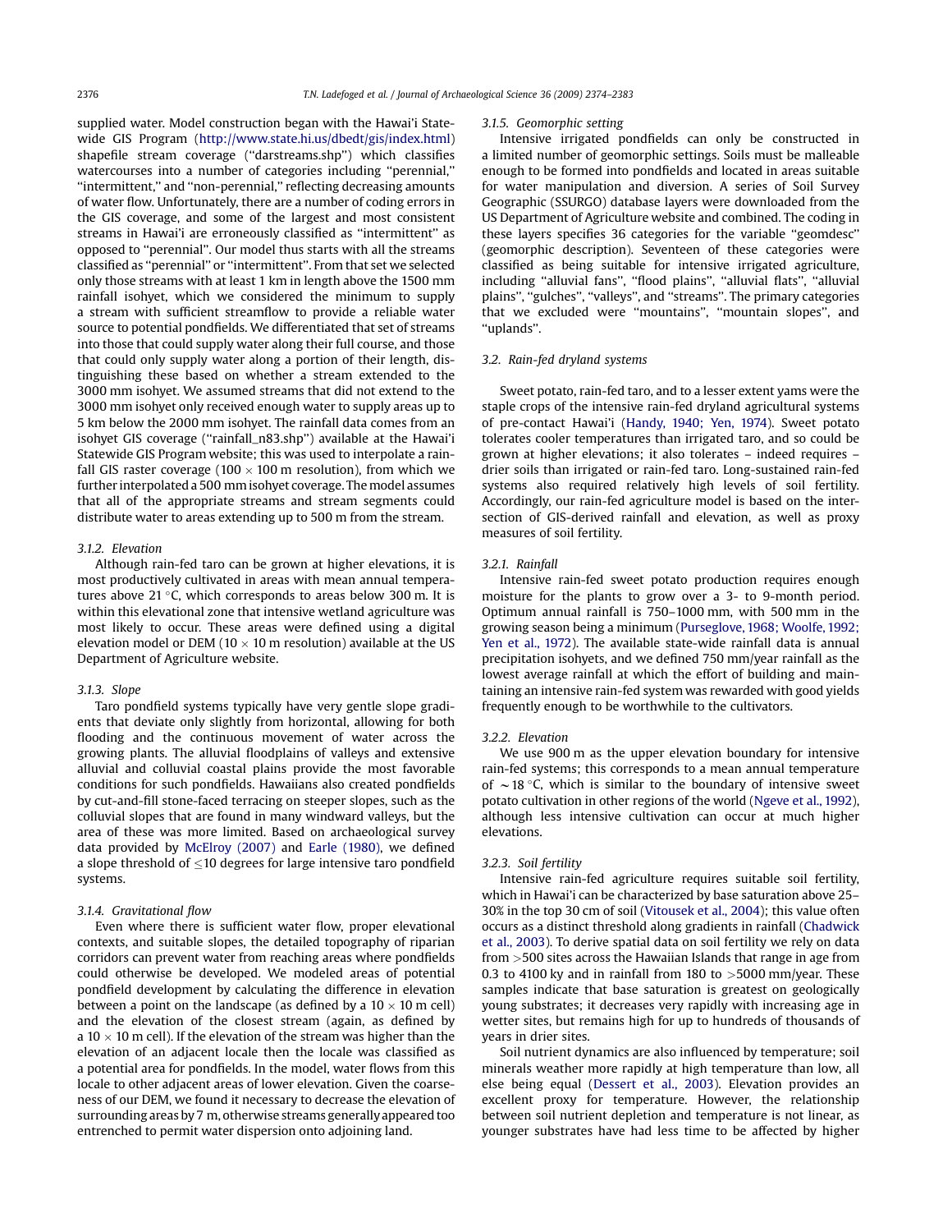supplied water. Model construction began with the Hawai'i Statewide GIS Program (http://www.state.hi.us/dbedt/gis/index.html) shapefile stream coverage (''darstreams.shp'') which classifies watercourses into a number of categories including ''perennial,'' ''intermittent,'' and ''non-perennial,'' reflecting decreasing amounts of water flow. Unfortunately, there are a number of coding errors in the GIS coverage, and some of the largest and most consistent streams in Hawai'i are erroneously classified as ''intermittent'' as opposed to ''perennial''. Our model thus starts with all the streams classified as ''perennial'' or ''intermittent''. From that set we selected only those streams with at least 1 km in length above the 1500 mm rainfall isohyet, which we considered the minimum to supply a stream with sufficient streamflow to provide a reliable water source to potential pondfields. We differentiated that set of streams into those that could supply water along their full course, and those that could only supply water along a portion of their length, distinguishing these based on whether a stream extended to the 3000 mm isohyet. We assumed streams that did not extend to the 3000 mm isohyet only received enough water to supply areas up to 5 km below the 2000 mm isohyet. The rainfall data comes from an isohyet GIS coverage (''rainfall_n83.shp'') available at the Hawai'i Statewide GIS Program website; this was used to interpolate a rainfall GIS raster coverage ($100 \times 100$ m resolution), from which we further interpolated a 500 mm isohyet coverage. The model assumes that all of the appropriate streams and stream segments could distribute water to areas extending up to 500 m from the stream.

#### 3.1.2. Elevation

Although rain-fed taro can be grown at higher elevations, it is most productively cultivated in areas with mean annual temperatures above 21 °C, which corresponds to areas below 300 m. It is within this elevational zone that intensive wetland agriculture was most likely to occur. These areas were defined using a digital elevation model or DEM ($10 \times 10$ m resolution) available at the US Department of Agriculture website.

#### 3.1.3. Slope

Taro pondfield systems typically have very gentle slope gradients that deviate only slightly from horizontal, allowing for both flooding and the continuous movement of water across the growing plants. The alluvial floodplains of valleys and extensive alluvial and colluvial coastal plains provide the most favorable conditions for such pondfields. Hawaiians also created pondfields by cut-and-fill stone-faced terracing on steeper slopes, such as the colluvial slopes that are found in many windward valleys, but the area of these was more limited. Based on archaeological survey data provided by McElroy (2007) and Earle (1980), we defined a slope threshold of $\leq$10 degrees for large intensive taro pondfield systems.

#### 3.1.4. Gravitational flow

Even where there is sufficient water flow, proper elevational contexts, and suitable slopes, the detailed topography of riparian corridors can prevent water from reaching areas where pondfields could otherwise be developed. We modeled areas of potential pondfield development by calculating the difference in elevation between a point on the landscape (as defined by a $10 \times 10$ m cell) and the elevation of the closest stream (again, as defined by a $10 \times 10$ m cell). If the elevation of the stream was higher than the elevation of an adjacent locale then the locale was classified as a potential area for pondfields. In the model, water flows from this locale to other adjacent areas of lower elevation. Given the coarseness of our DEM, we found it necessary to decrease the elevation of surrounding areas by 7 m, otherwise streams generally appeared too entrenched to permit water dispersion onto adjoining land.

#### 3.1.5. Geomorphic setting

Intensive irrigated pondfields can only be constructed in a limited number of geomorphic settings. Soils must be malleable enough to be formed into pondfields and located in areas suitable for water manipulation and diversion. A series of Soil Survey Geographic (SSURGO) database layers were downloaded from the US Department of Agriculture website and combined. The coding in these layers specifies 36 categories for the variable ''geomdesc'' (geomorphic description). Seventeen of these categories were classified as being suitable for intensive irrigated agriculture, including ''alluvial fans'', ''flood plains'', ''alluvial flats'', ''alluvial plains'', ''gulches'', ''valleys'', and ''streams''. The primary categories that we excluded were ''mountains'', ''mountain slopes'', and ''uplands''.

### 3.2. Rain-fed dryland systems

Sweet potato, rain-fed taro, and to a lesser extent yams were the staple crops of the intensive rain-fed dryland agricultural systems of pre-contact Hawai'i (Handy, 1940; Yen, 1974). Sweet potato tolerates cooler temperatures than irrigated taro, and so could be grown at higher elevations; it also tolerates – indeed requires – drier soils than irrigated or rain-fed taro. Long-sustained rain-fed systems also required relatively high levels of soil fertility. Accordingly, our rain-fed agriculture model is based on the intersection of GIS-derived rainfall and elevation, as well as proxy measures of soil fertility.

#### 3.2.1. Rainfall

Intensive rain-fed sweet potato production requires enough moisture for the plants to grow over a 3- to 9-month period. Optimum annual rainfall is 750–1000 mm, with 500 mm in the growing season being a minimum (Purseglove, 1968; Woolfe, 1992; Yen et al., 1972). The available state-wide rainfall data is annual precipitation isohyets, and we defined 750 mm/year rainfall as the lowest average rainfall at which the effort of building and maintaining an intensive rain-fed system was rewarded with good yields frequently enough to be worthwhile to the cultivators.

#### 3.2.2. Elevation

We use 900 m as the upper elevation boundary for intensive rain-fed systems; this corresponds to a mean annual temperature of $\sim$18 °C, which is similar to the boundary of intensive sweet potato cultivation in other regions of the world (Ngeve et al., 1992), although less intensive cultivation can occur at much higher elevations.

#### 3.2.3. Soil fertility

Intensive rain-fed agriculture requires suitable soil fertility, which in Hawai'i can be characterized by base saturation above 25–30% in the top 30 cm of soil (Vitousek et al., 2004); this value often occurs as a distinct threshold along gradients in rainfall (Chadwick et al., 2003). To derive spatial data on soil fertility we rely on data from >500 sites across the Hawaiian Islands that range in age from 0.3 to 4100 ky and in rainfall from 180 to >5000 mm/year. These samples indicate that base saturation is greatest on geologically young substrates; it decreases very rapidly with increasing age in wetter sites, but remains high for up to hundreds of thousands of years in drier sites.

Soil nutrient dynamics are also influenced by temperature; soil minerals weather more rapidly at high temperature than low, all else being equal (Dessert et al., 2003). Elevation provides an excellent proxy for temperature. However, the relationship between soil nutrient depletion and temperature is not linear, as younger substrates have had less time to be affected by higher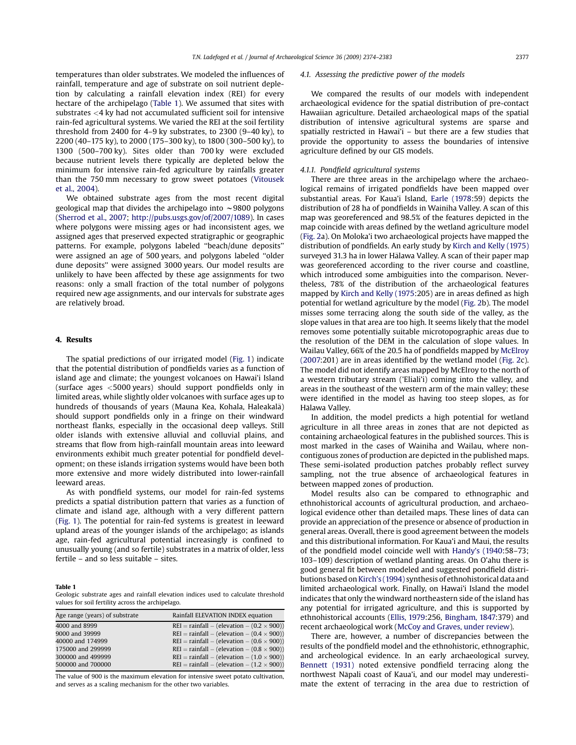temperatures than older substrates. We modeled the influences of rainfall, temperature and age of substrate on soil nutrient depletion by calculating a rainfall elevation index (REI) for every hectare of the archipelago (Table 1). We assumed that sites with substrates <4 ky had not accumulated sufficient soil for intensive rain-fed agricultural systems. We varied the REI at the soil fertility threshold from 2400 for 4–9 ky substrates, to 2300 (9–40 ky), to 2200 (40–175 ky), to 2000 (175–300 ky), to 1800 (300–500 ky), to 1300 (500–700 ky). Sites older than 700 ky were excluded because nutrient levels there typically are depleted below the minimum for intensive rain-fed agriculture by rainfalls greater than the 750 mm necessary to grow sweet potatoes (Vitousek et al., 2004).

We obtained substrate ages from the most recent digital geological map that divides the archipelago into ~9800 polygons (Sherrod et al., 2007; http://pubs.usgs.gov/of/2007/1089). In cases where polygons were missing ages or had inconsistent ages, we assigned ages that preserved expected stratigraphic or geographic patterns. For example, polygons labeled "beach/dune deposits" were assigned an age of 500 years, and polygons labeled "older dune deposits" were assigned 3000 years. Our model results are unlikely to have been affected by these age assignments for two reasons: only a small fraction of the total number of polygons required new age assignments, and our intervals for substrate ages are relatively broad.

## 4. Results

The spatial predictions of our irrigated model (Fig. 1) indicate that the potential distribution of pondfields varies as a function of island age and climate; the youngest volcanoes on Hawai'i Island (surface ages <5000 years) should support pondfields only in limited areas, while slightly older volcanoes with surface ages up to hundreds of thousands of years (Mauna Kea, Kohala, Haleakala) should support pondfields only in a fringe on their windward northeast flanks, especially in the occasional deep valleys. Still older islands with extensive alluvial and colluvial plains, and streams that flow from high-rainfall mountain areas into leeward environments exhibit much greater potential for pondfield development; on these islands irrigation systems would have been both more extensive and more widely distributed into lower-rainfall leeward areas.

As with pondfield systems, our model for rain-fed systems predicts a spatial distribution pattern that varies as a function of climate and island age, although with a very different pattern (Fig. 1). The potential for rain-fed systems is greatest in leeward upland areas of the younger islands of the archipelago; as islands age, rain-fed agricultural potential increasingly is confined to unusually young (and so fertile) substrates in a matrix of older, less fertile – and so less suitable – sites.

**Table 1**
Geologic substrate ages and rainfall elevation indices used to calculate threshold values for soil fertility across the archipelago.

| Age range (years) of substrate | Rainfall ELEVATION INDEX equation |
|---|---|
| 4000 and 8999 | REI = rainfall − (elevation − (0.2 × 900)) |
| 9000 and 39999 | REI = rainfall − (elevation − (0.4 × 900)) |
| 40000 and 174999 | REI = rainfall − (elevation − (0.6 × 900)) |
| 175000 and 299999 | REI = rainfall − (elevation − (0.8 × 900)) |
| 300000 and 499999 | REI = rainfall − (elevation − (1.0 × 900)) |
| 500000 and 700000 | REI = rainfall − (elevation − (1.2 × 900)) |

The value of 900 is the maximum elevation for intensive sweet potato cultivation, and serves as a scaling mechanism for the other two variables.

### 4.1. Assessing the predictive power of the models

We compared the results of our models with independent archaeological evidence for the spatial distribution of pre-contact Hawaiian agriculture. Detailed archaeological maps of the spatial distribution of intensive agricultural systems are sparse and spatially restricted in Hawai'i – but there are a few studies that provide the opportunity to assess the boundaries of intensive agriculture defined by our GIS models.

#### 4.1.1. Pondfield agricultural systems

There are three areas in the archipelago where the archaeological remains of irrigated pondfields have been mapped over substantial areas. For Kaua'i Island, Earle (1978:59) depicts the distribution of 28 ha of pondfields in Wainiha Valley. A scan of this map was georeferenced and 98.5% of the features depicted in the map coincide with areas defined by the wetland agriculture model (Fig. 2a). On Moloka'i two archaeological projects have mapped the distribution of pondfields. An early study by Kirch and Kelly (1975) surveyed 31.3 ha in lower Hālawa Valley. A scan of their paper map was georeferenced according to the river course and coastline, which introduced some ambiguities into the comparison. Nevertheless, 78% of the distribution of the archaeological features mapped by Kirch and Kelly (1975:205) are in areas defined as high potential for wetland agriculture by the model (Fig. 2b). The model misses some terracing along the south side of the valley, as the slope values in that area are too high. It seems likely that the model removes some potentially suitable microtopographic areas due to the resolution of the DEM in the calculation of slope values. In Wailau Valley, 66% of the 20.5 ha of pondfields mapped by McElroy (2007:201) are in areas identified by the wetland model (Fig. 2c). The model did not identify areas mapped by McElroy to the north of a western tributary stream ('Elieli'i) coming into the valley, and areas in the southeast of the western arm of the main valley; these were identified in the model as having too steep slopes, as for Hālawa Valley.

In addition, the model predicts a high potential for wetland agriculture in all three areas in zones that are not depicted as containing archaeological features in the published sources. This is most marked in the cases of Wainiha and Wailau, where non-contiguous zones of production are depicted in the published maps. These semi-isolated production patches probably reflect survey sampling, not the true absence of archaeological features in between mapped zones of production.

Model results also can be compared to ethnographic and ethnohistorical accounts of agricultural production, and archaeological evidence other than detailed maps. These lines of data can provide an appreciation of the presence or absence of production in general areas. Overall, there is good agreement between the models and this distributional information. For Kaua'i and Maui, the results of the pondfield model coincide well with Handy's (1940:58–73; 103–109) description of wetland planting areas. On O'ahu there is good general fit between modeled and suggested pondfield distributions based on Kirch's (1994) synthesis of ethnohistorical data and limited archaeological work. Finally, on Hawai'i Island the model indicates that only the windward northeastern side of the island has any potential for irrigated agriculture, and this is supported by ethnohistorical accounts (Ellis, 1979:256, Bingham, 1847:379) and recent archaeological work (McCoy and Graves, under review).

There are, however, a number of discrepancies between the results of the pondfield model and the ethnohistoric, ethnographic, and archeological evidence. In an early archaeological survey, Bennett (1931) noted extensive pondfield terracing along the northwest Nāpali coast of Kaua'i, and our model may underestimate the extent of terracing in the area due to restriction of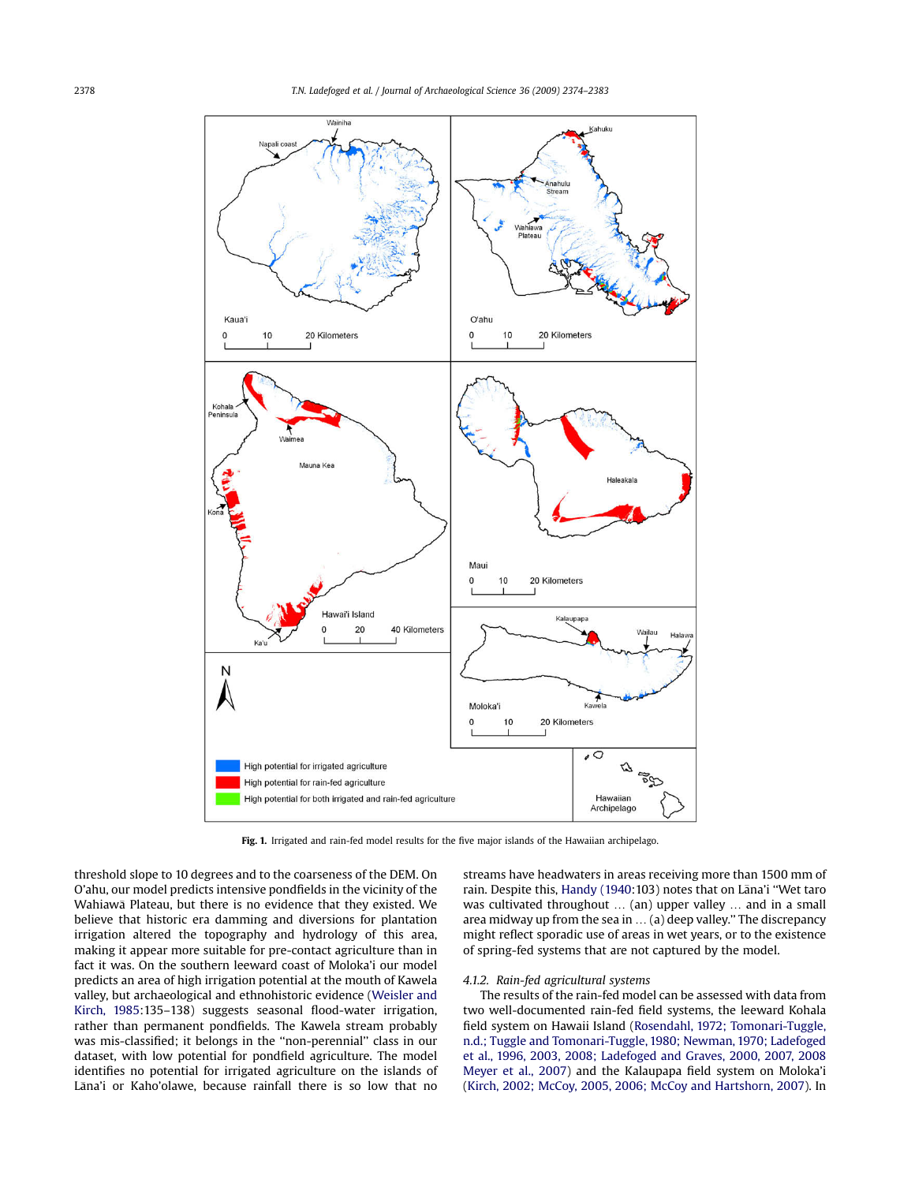Fig. 1. Irrigated and rain-fed model results for the five major islands of the Hawaiian archipelago.

threshold slope to 10 degrees and to the coarseness of the DEM. On O'ahu, our model predicts intensive pondfields in the vicinity of the Wahiawā Plateau, but there is no evidence that they existed. We believe that historic era damming and diversions for plantation irrigation altered the topography and hydrology of this area, making it appear more suitable for pre-contact agriculture than in fact it was. On the southern leeward coast of Moloka'i our model predicts an area of high irrigation potential at the mouth of Kawela valley, but archaeological and ethnohistoric evidence (Weisler and Kirch, 1985:135–138) suggests seasonal flood-water irrigation, rather than permanent pondfields. The Kawela stream probably was mis-classified; it belongs in the "non-perennial" class in our dataset, with low potential for pondfield agriculture. The model identifies no potential for irrigated agriculture on the islands of Lāna'i or Kaho'olawe, because rainfall there is so low that no streams have headwaters in areas receiving more than 1500 mm of rain. Despite this, Handy (1940:103) notes that on Lāna'i "Wet taro was cultivated throughout … (an) upper valley … and in a small area midway up from the sea in … (a) deep valley." The discrepancy might reflect sporadic use of areas in wet years, or to the existence of spring-fed systems that are not captured by the model.

#### 4.1.2. Rain-fed agricultural systems

The results of the rain-fed model can be assessed with data from two well-documented rain-fed field systems, the leeward Kohala field system on Hawaii Island (Rosendahl, 1972; Tomonari-Tuggle, n.d.; Tuggle and Tomonari-Tuggle, 1980; Newman, 1970; Ladefoged et al., 1996, 2003, 2008; Ladefoged and Graves, 2000, 2007, 2008 Meyer et al., 2007) and the Kalaupapa field system on Moloka'i (Kirch, 2002; McCoy, 2005, 2006; McCoy and Hartshorn, 2007). In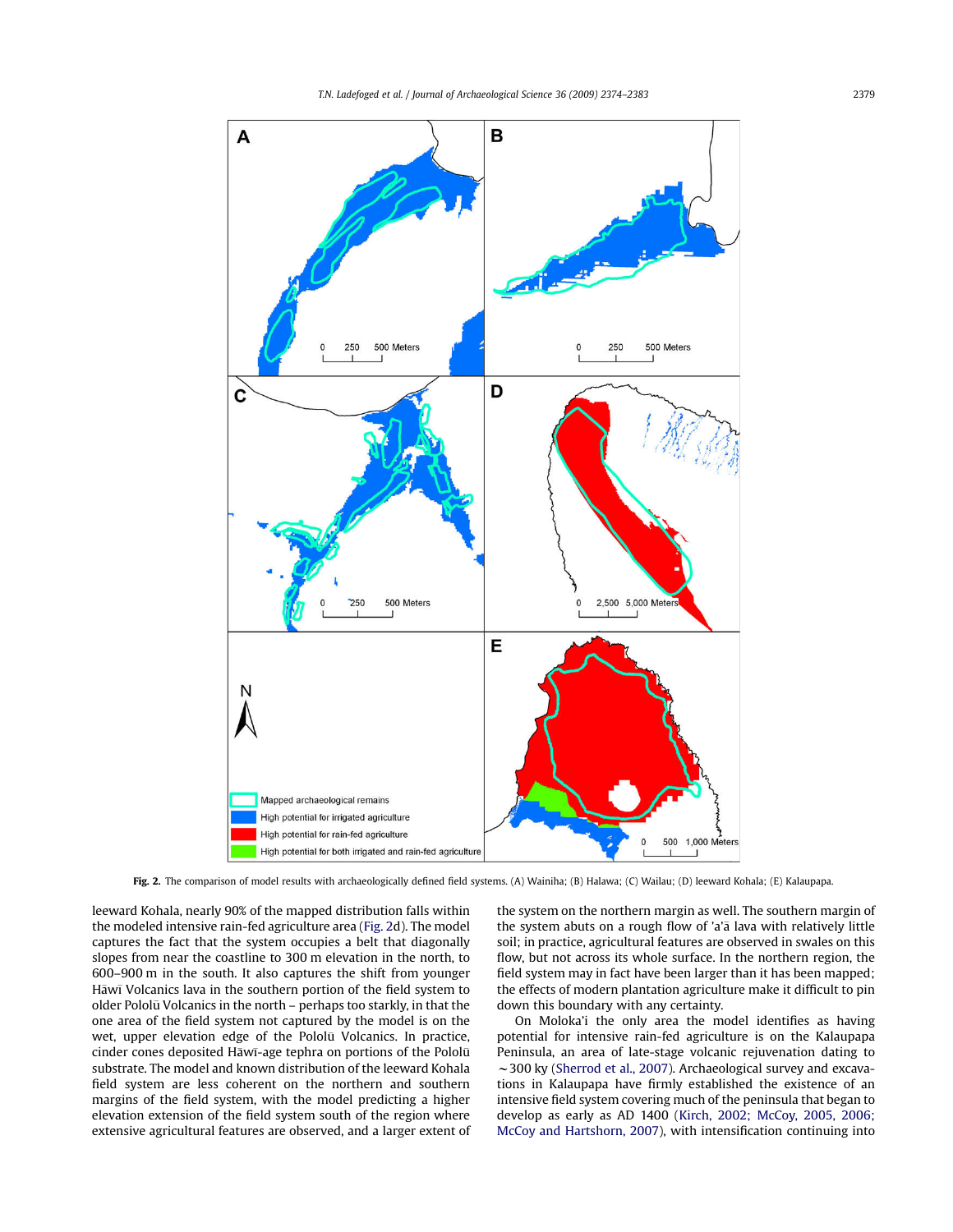**Fig. 2.** The comparison of model results with archaeologically defined field systems. (A) Wainiha; (B) Halawa; (C) Wailau; (D) leeward Kohala; (E) Kalaupapa.

leeward Kohala, nearly 90% of the mapped distribution falls within the modeled intensive rain-fed agriculture area (Fig. 2d). The model captures the fact that the system occupies a belt that diagonally slopes from near the coastline to 300 m elevation in the north, to 600–900 m in the south. It also captures the shift from younger Hāwī Volcanics lava in the southern portion of the field system to older Pololū Volcanics in the north – perhaps too starkly, in that the one area of the field system not captured by the model is on the wet, upper elevation edge of the Pololū Volcanics. In practice, cinder cones deposited Hāwī-age tephra on portions of the Pololū substrate. The model and known distribution of the leeward Kohala field system are less coherent on the northern and southern margins of the field system, with the model predicting a higher elevation extension of the field system south of the region where extensive agricultural features are observed, and a larger extent of the system on the northern margin as well. The southern margin of the system abuts on a rough flow of 'a'ā lava with relatively little soil; in practice, agricultural features are observed in swales on this flow, but not across its whole surface. In the northern region, the field system may in fact have been larger than it has been mapped; the effects of modern plantation agriculture make it difficult to pin down this boundary with any certainty.

On Moloka'i the only area the model identifies as having potential for intensive rain-fed agriculture is on the Kalaupapa Peninsula, an area of late-stage volcanic rejuvenation dating to ~300 ky (Sherrod et al., 2007). Archaeological survey and excavations in Kalaupapa have firmly established the existence of an intensive field system covering much of the peninsula that began to develop as early as AD 1400 (Kirch, 2002; McCoy, 2005, 2006; McCoy and Hartshorn, 2007), with intensification continuing into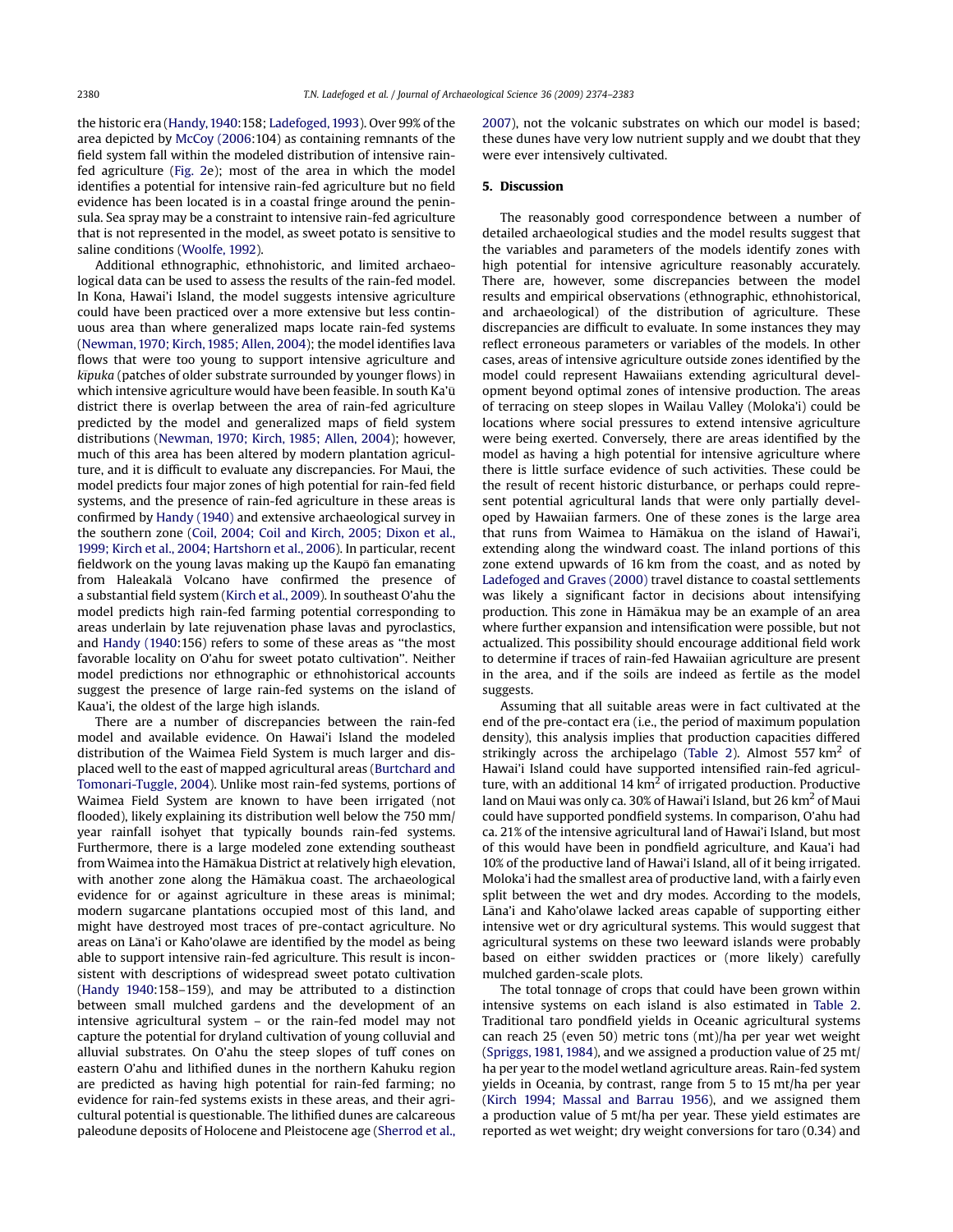the historic era (Handy, 1940:158; Ladefoged, 1993). Over 99% of the area depicted by McCoy (2006:104) as containing remnants of the field system fall within the modeled distribution of intensive rain-fed agriculture (Fig. 2e); most of the area in which the model identifies a potential for intensive rain-fed agriculture but no field evidence has been located is in a coastal fringe around the peninsula. Sea spray may be a constraint to intensive rain-fed agriculture that is not represented in the model, as sweet potato is sensitive to saline conditions (Woolfe, 1992).

Additional ethnographic, ethnohistoric, and limited archaeological data can be used to assess the results of the rain-fed model. In Kona, Hawai'i Island, the model suggests intensive agriculture could have been practiced over a more extensive but less continuous area than where generalized maps locate rain-fed systems (Newman, 1970; Kirch, 1985; Allen, 2004); the model identifies lava flows that were too young to support intensive agriculture and *kīpuka* (patches of older substrate surrounded by younger flows) in which intensive agriculture would have been feasible. In south Ka'ū district there is overlap between the area of rain-fed agriculture predicted by the model and generalized maps of field system distributions (Newman, 1970; Kirch, 1985; Allen, 2004); however, much of this area has been altered by modern plantation agriculture, and it is difficult to evaluate any discrepancies. For Maui, the model predicts four major zones of high potential for rain-fed field systems, and the presence of rain-fed agriculture in these areas is confirmed by Handy (1940) and extensive archaeological survey in the southern zone (Coil, 2004; Coil and Kirch, 2005; Dixon et al., 1999; Kirch et al., 2004; Hartshorn et al., 2006). In particular, recent fieldwork on the young lavas making up the Kaupō fan emanating from Haleakalā Volcano have confirmed the presence of a substantial field system (Kirch et al., 2009). In southeast O'ahu the model predicts high rain-fed farming potential corresponding to areas underlain by late rejuvenation phase lavas and pyroclastics, and Handy (1940:156) refers to some of these areas as "the most favorable locality on O'ahu for sweet potato cultivation". Neither model predictions nor ethnographic or ethnohistorical accounts suggest the presence of large rain-fed systems on the island of Kaua'i, the oldest of the large high islands.

There are a number of discrepancies between the rain-fed model and available evidence. On Hawai'i Island the modeled distribution of the Waimea Field System is much larger and displaced well to the east of mapped agricultural areas (Burtchard and Tomonari-Tuggle, 2004). Unlike most rain-fed systems, portions of Waimea Field System are known to have been irrigated (not flooded), likely explaining its distribution well below the 750 mm/year rainfall isohyet that typically bounds rain-fed systems. Furthermore, there is a large modeled zone extending southeast from Waimea into the Hāmākua District at relatively high elevation, with another zone along the Hāmākua coast. The archaeological evidence for or against agriculture in these areas is minimal; modern sugarcane plantations occupied most of this land, and might have destroyed most traces of pre-contact agriculture. No areas on Lāna'i or Kaho'olawe are identified by the model as being able to support intensive rain-fed agriculture. This result is inconsistent with descriptions of widespread sweet potato cultivation (Handy 1940:158–159), and may be attributed to a distinction between small mulched gardens and the development of an intensive agricultural system – or the rain-fed model may not capture the potential for dryland cultivation of young colluvial and alluvial substrates. On O'ahu the steep slopes of tuff cones on eastern O'ahu and lithified dunes in the northern Kahuku region are predicted as having high potential for rain-fed farming; no evidence for rain-fed systems exists in these areas, and their agricultural potential is questionable. The lithified dunes are calcareous paleodune deposits of Holocene and Pleistocene age (Sherrod et al., 2007), not the volcanic substrates on which our model is based; these dunes have very low nutrient supply and we doubt that they were ever intensively cultivated.

## 5. Discussion

The reasonably good correspondence between a number of detailed archaeological studies and the model results suggest that the variables and parameters of the models identify zones with high potential for intensive agriculture reasonably accurately. There are, however, some discrepancies between the model results and empirical observations (ethnographic, ethnohistorical, and archaeological) of the distribution of agriculture. These discrepancies are difficult to evaluate. In some instances they may reflect erroneous parameters or variables of the models. In other cases, areas of intensive agriculture outside zones identified by the model could represent Hawaiians extending agricultural development beyond optimal zones of intensive production. The areas of terracing on steep slopes in Wailau Valley (Moloka'i) could be locations where social pressures to extend intensive agriculture were being exerted. Conversely, there are areas identified by the model as having a high potential for intensive agriculture where there is little surface evidence of such activities. These could be the result of recent historic disturbance, or perhaps could represent potential agricultural lands that were only partially developed by Hawaiian farmers. One of these zones is the large area that runs from Waimea to Hāmākua on the island of Hawai'i, extending along the windward coast. The inland portions of this zone extend upwards of 16 km from the coast, and as noted by Ladefoged and Graves (2000) travel distance to coastal settlements was likely a significant factor in decisions about intensifying production. This zone in Hāmākua may be an example of an area where further expansion and intensification were possible, but not actualized. This possibility should encourage additional field work to determine if traces of rain-fed Hawaiian agriculture are present in the area, and if the soils are indeed as fertile as the model suggests.

Assuming that all suitable areas were in fact cultivated at the end of the pre-contact era (i.e., the period of maximum population density), this analysis implies that production capacities differed strikingly across the archipelago (Table 2). Almost 557 $km^2$ of Hawai'i Island could have supported intensified rain-fed agriculture, with an additional 14 $km^2$ of irrigated production. Productive land on Maui was only ca. 30% of Hawai'i Island, but 26 $km^2$ of Maui could have supported pondfield systems. In comparison, O'ahu had ca. 21% of the intensive agricultural land of Hawai'i Island, but most of this would have been in pondfield agriculture, and Kaua'i had 10% of the productive land of Hawai'i Island, all of it being irrigated. Moloka'i had the smallest area of productive land, with a fairly even split between the wet and dry modes. According to the models, Lāna'i and Kaho'olawe lacked areas capable of supporting either intensive wet or dry agricultural systems. This would suggest that agricultural systems on these two leeward islands were probably based on either swidden practices or (more likely) carefully mulched garden-scale plots.

The total tonnage of crops that could have been grown within intensive systems on each island is also estimated in Table 2. Traditional taro pondfield yields in Oceanic agricultural systems can reach 25 (even 50) metric tons (mt)/ha per year wet weight (Spriggs, 1981, 1984), and we assigned a production value of 25 mt/ha per year to the model wetland agriculture areas. Rain-fed system yields in Oceania, by contrast, range from 5 to 15 mt/ha per year (Kirch 1994; Massal and Barrau 1956), and we assigned them a production value of 5 mt/ha per year. These yield estimates are reported as wet weight; dry weight conversions for taro (0.34) and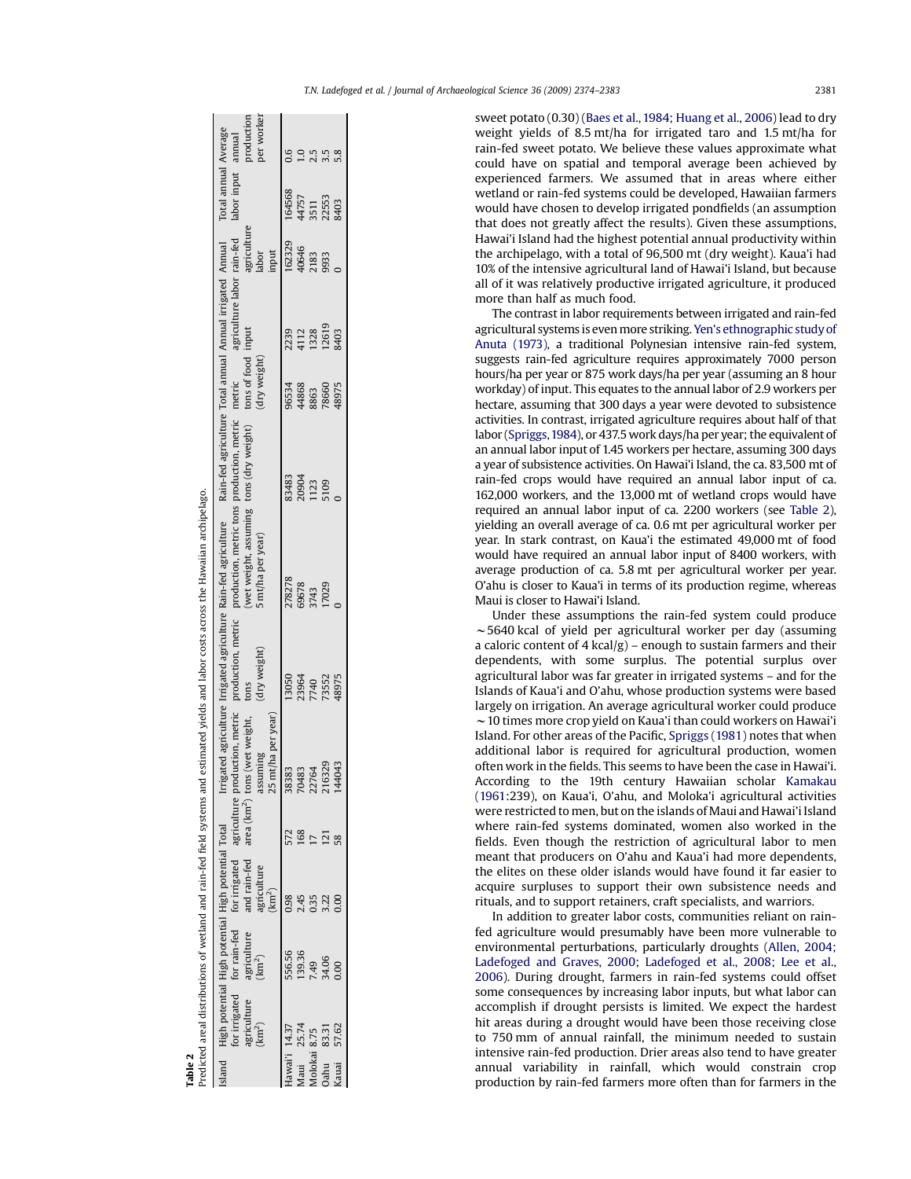**Table 2**
Predicted areal distributions of wetland and rain-fed field systems and estimated yields and labor costs across the Hawaiian archipelago.

| Island | High potential for irrigated agriculture ($km^2$) | High potential for rain-fed agriculture ($km^2$) | High potential for irrigated and rain-fed agriculture ($km^2$) | Total agriculture area ($km^2$) | Irrigated agriculture production, metric tons (wet weight, assuming 25 mt/ha per year) | Irrigated agriculture production, metric tons (dry weight) | Rain-fed agriculture production, metric tons (wet weight, assuming 5 mt/ha per year) | Rain-fed agriculture production, metric tons (dry weight) | Total annual metric tons of food (dry weight) | Annual irrigated agriculture labor input | Annual rain-fed agriculture labor input | Total annual labor input | Average annual production per worker |
|---|---|---|---|---|---|---|---|---|---|---|---|---|---|
| Hawai'i | 14.37 | 556.56 | 0.98 | 572 | 38383 | 13050 | 278278 | 83483 | 96534 | 2239 | 162329 | 164568 | 0.6 |
| Maui | 25.74 | 139.36 | 2.45 | 168 | 70483 | 23964 | 69678 | 20904 | 44868 | 4112 | 40646 | 44757 | 1.0 |
| Molokai | 8.75 | 7.49 | 0.35 | 17 | 22764 | 7740 | 3743 | 1123 | 8863 | 1328 | 2183 | 3511 | 2.5 |
| Oahu | 83.31 | 34.06 | 3.22 | 121 | 216329 | 73552 | 17029 | 5109 | 78660 | 12619 | 9933 | 22553 | 3.5 |
| Kauai | 57.62 | 0.00 | 0.00 | 58 | 144043 | 48975 | 0 | 0 | 48975 | 8403 | 0 | 8403 | 5.8 |

sweet potato (0.30) (Baes et al., 1984; Huang et al., 2006) lead to dry weight yields of 8.5 mt/ha for irrigated taro and 1.5 mt/ha for rain-fed sweet potato. We believe these values approximate what could have on spatial and temporal average been achieved by experienced farmers. We assumed that in areas where either wetland or rain-fed systems could be developed, Hawaiian farmers would have chosen to develop irrigated pondfields (an assumption that does not greatly affect the results). Given these assumptions, Hawai'i Island had the highest potential annual productivity within the archipelago, with a total of 96,500 mt (dry weight). Kaua'i had 10% of the intensive agricultural land of Hawai'i Island, but because all of it was relatively productive irrigated agriculture, it produced more than half as much food.

The contrast in labor requirements between irrigated and rain-fed agricultural systems is even more striking. Yen's ethnographic study of Anuta (1973), a traditional Polynesian intensive rain-fed system, suggests rain-fed agriculture requires approximately 7000 person hours/ha per year or 875 work days/ha per year (assuming an 8 hour workday) of input. This equates to the annual labor of 2.9 workers per hectare, assuming that 300 days a year were devoted to subsistence activities. In contrast, irrigated agriculture requires about half of that labor (Spriggs, 1984), or 437.5 work days/ha per year; the equivalent of an annual labor input of 1.45 workers per hectare, assuming 300 days a year of subsistence activities. On Hawai'i Island, the ca. 83,500 mt of rain-fed crops would have required an annual labor input of ca. 162,000 workers, and the 13,000 mt of wetland crops would have required an annual labor input of ca. 2200 workers (see Table 2), yielding an overall average of ca. 0.6 mt per agricultural worker per year. In stark contrast, on Kaua'i the estimated 49,000 mt of food would have required an annual labor input of 8400 workers, with average production of ca. 5.8 mt per agricultural worker per year. O'ahu is closer to Kaua'i in terms of its production regime, whereas Maui is closer to Hawai'i Island.

Under these assumptions the rain-fed system could produce ~5640 kcal of yield per agricultural worker per day (assuming a caloric content of 4 kcal/g) – enough to sustain farmers and their dependents, with some surplus. The potential surplus over agricultural labor was far greater in irrigated systems – and for the Islands of Kaua'i and O'ahu, whose production systems were based largely on irrigation. An average agricultural worker could produce ~10 times more crop yield on Kaua'i than could workers on Hawai'i Island. For other areas of the Pacific, Spriggs (1981) notes that when additional labor is required for agricultural production, women often work in the fields. This seems to have been the case in Hawai'i. According to the 19th century Hawaiian scholar Kamakau (1961:239), on Kaua'i, O'ahu, and Moloka'i agricultural activities were restricted to men, but on the islands of Maui and Hawai'i Island where rain-fed systems dominated, women also worked in the fields. Even though the restriction of agricultural labor to men meant that producers on O'ahu and Kaua'i had more dependents, the elites on these older islands would have found it far easier to acquire surpluses to support their own subsistence needs and rituals, and to support retainers, craft specialists, and warriors.

In addition to greater labor costs, communities reliant on rain-fed agriculture would presumably have been more vulnerable to environmental perturbations, particularly droughts (Allen, 2004; Ladefoged and Graves, 2000; Ladefoged et al., 2008; Lee et al., 2006). During drought, farmers in rain-fed systems could offset some consequences by increasing labor inputs, but what labor can accomplish if drought persists is limited. We expect the hardest hit areas during a drought would have been those receiving close to 750 mm of annual rainfall, the minimum needed to sustain intensive rain-fed production. Drier areas also tend to have greater annual variability in rainfall, which would constrain crop production by rain-fed farmers more often than for farmers in the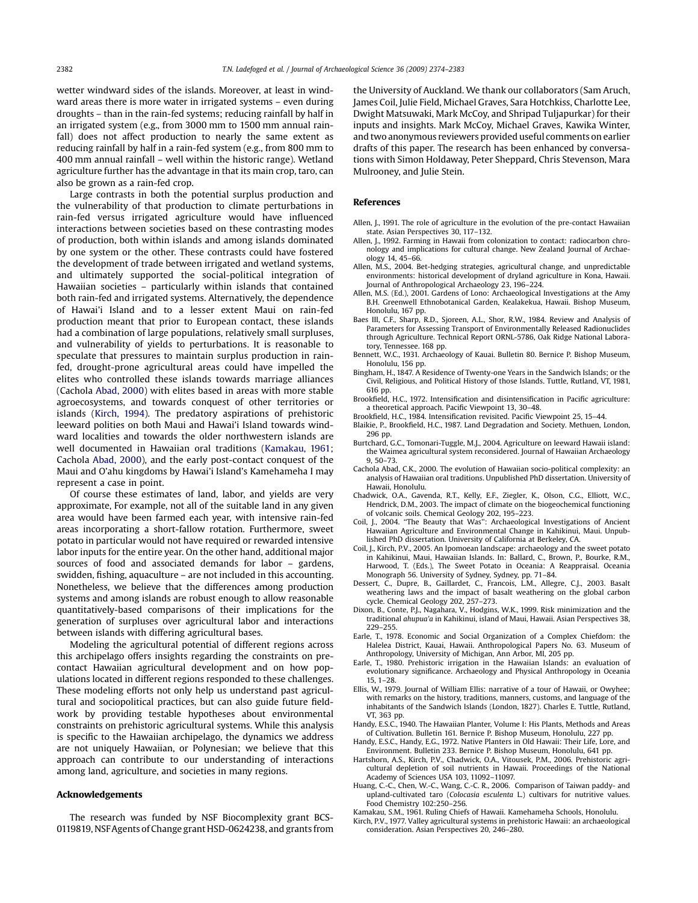wetter windward sides of the islands. Moreover, at least in windward areas there is more water in irrigated systems – even during droughts – than in the rain-fed systems; reducing rainfall by half in an irrigated system (e.g., from 3000 mm to 1500 mm annual rainfall) does not affect production to nearly the same extent as reducing rainfall by half in a rain-fed system (e.g., from 800 mm to 400 mm annual rainfall – well within the historic range). Wetland agriculture further has the advantage in that its main crop, taro, can also be grown as a rain-fed crop.

Large contrasts in both the potential surplus production and the vulnerability of that production to climate perturbations in rain-fed versus irrigated agriculture would have influenced interactions between societies based on these contrasting modes of production, both within islands and among islands dominated by one system or the other. These contrasts could have fostered the development of trade between irrigated and wetland systems, and ultimately supported the social-political integration of Hawaiian societies – particularly within islands that contained both rain-fed and irrigated systems. Alternatively, the dependence of Hawai'i Island and to a lesser extent Maui on rain-fed production meant that prior to European contact, these islands had a combination of large populations, relatively small surpluses, and vulnerability of yields to perturbations. It is reasonable to speculate that pressures to maintain surplus production in rain-fed, drought-prone agricultural areas could have impelled the elites who controlled these islands towards marriage alliances (Cachola Abad, 2000) with elites based in areas with more stable agroecosystems, and towards conquest of other territories or islands (Kirch, 1994). The predatory aspirations of prehistoric leeward polities on both Maui and Hawai'i Island towards windward localities and towards the older northwestern islands are well documented in Hawaiian oral traditions (Kamakau, 1961; Cachola Abad, 2000), and the early post-contact conquest of the Maui and O'ahu kingdoms by Hawai'i Island's Kamehameha I may represent a case in point.

Of course these estimates of land, labor, and yields are very approximate, For example, not all of the suitable land in any given area would have been farmed each year, with intensive rain-fed areas incorporating a short-fallow rotation. Furthermore, sweet potato in particular would not have required or rewarded intensive labor inputs for the entire year. On the other hand, additional major sources of food and associated demands for labor – gardens, swidden, fishing, aquaculture – are not included in this accounting. Nonetheless, we believe that the differences among production systems and among islands are robust enough to allow reasonable quantitatively-based comparisons of their implications for the generation of surpluses over agricultural labor and interactions between islands with differing agricultural bases.

Modeling the agricultural potential of different regions across this archipelago offers insights regarding the constraints on pre-contact Hawaiian agricultural development and on how populations located in different regions responded to these challenges. These modeling efforts not only help us understand past agricultural and sociopolitical practices, but can also guide future fieldwork by providing testable hypotheses about environmental constraints on prehistoric agricultural systems. While this analysis is specific to the Hawaiian archipelago, the dynamics we address are not uniquely Hawaiian, or Polynesian; we believe that this approach can contribute to our understanding of interactions among land, agriculture, and societies in many regions.

## Acknowledgements

The research was funded by NSF Biocomplexity grant BCS-0119819, NSF Agents of Change grant HSD-0624238, and grants from the University of Auckland. We thank our collaborators (Sam Aruch, James Coil, Julie Field, Michael Graves, Sara Hotchkiss, Charlotte Lee, Dwight Matsuwaki, Mark McCoy, and Shripad Tuljapurkar) for their inputs and insights. Mark McCoy, Michael Graves, Kawika Winter, and two anonymous reviewers provided useful comments on earlier drafts of this paper. The research has been enhanced by conversations with Simon Holdaway, Peter Sheppard, Chris Stevenson, Mara Mulrooney, and Julie Stein.

## References

Allen, J., 1991. The role of agriculture in the evolution of the pre-contact Hawaiian state. Asian Perspectives 30, 117–132.

Allen, J., 1992. Farming in Hawaii from colonization to contact: radiocarbon chronology and implications for cultural change. New Zealand Journal of Archaeology 14, 45–66.

Allen, M.S., 2004. Bet-hedging strategies, agricultural change, and unpredictable environments: historical development of dryland agriculture in Kona, Hawaii. Journal of Anthropological Archaeology 23, 196–224.

Allen, M.S. (Ed.), 2001. Gardens of Lono: Archaeological Investigations at the Amy B.H. Greenwell Ethnobotanical Garden, Kealakekua, Hawaii. Bishop Museum, Honolulu, 167 pp.

Baes III, C.F., Sharp, R.D., Sjoreen, A.L., Shor, R.W., 1984. Review and Analysis of Parameters for Assessing Transport of Environmentally Released Radionuclides through Agriculture. Technical Report ORNL-5786, Oak Ridge National Laboratory, Tennessee. 168 pp.

Bennett, W.C., 1931. Archaeology of Kauai. Bulletin 80. Bernice P. Bishop Museum, Honolulu, 156 pp.

Bingham, H., 1847. A Residence of Twenty-one Years in the Sandwich Islands; or the Civil, Religious, and Political History of those Islands. Tuttle, Rutland, VT, 1981, 616 pp.

Brookfield, H.C., 1972. Intensification and disintensification in Pacific agriculture: a theoretical approach. Pacific Viewpoint 13, 30–48.

Brookfield, H.C., 1984. Intensification revisited. Pacific Viewpoint 25, 15–44.

Blaikie, P., Brookfield, H.C., 1987. Land Degradation and Society. Methuen, London, 296 pp.

Burtchard, G.C., Tomonari-Tuggle, M.J., 2004. Agriculture on leeward Hawaii island: the Waimea agricultural system reconsidered. Journal of Hawaiian Archaeology 9, 50–73.

Cachola Abad, C.K., 2000. The evolution of Hawaiian socio-political complexity: an analysis of Hawaiian oral traditions. Unpublished PhD dissertation. University of Hawaii, Honolulu.

Chadwick, O.A., Gavenda, R.T., Kelly, E.F., Ziegler, K., Olson, C.G., Elliott, W.C., Hendrick, D.M., 2003. The impact of climate on the biogeochemical functioning of volcanic soils. Chemical Geology 202, 195–223.

Coil, J., 2004. "The Beauty that Was": Archaeological Investigations of Ancient Hawaiian Agriculture and Environmental Change in Kahikinui, Maui. Unpublished PhD dissertation. University of California at Berkeley, CA.

Coil, J., Kirch, P.V., 2005. An Ipomoean landscape: archaeology and the sweet potato in Kahikinui, Maui, Hawaiian Islands. In: Ballard, C., Brown, P., Bourke, R.M., Harwood, T. (Eds.), The Sweet Potato in Oceania: A Reappraisal. Oceania Monograph 56. University of Sydney, Sydney, pp. 71–84.

Dessert, C., Dupre, B., Gaillardet, C., Francois, L.M., Allegre, C.J., 2003. Basalt weathering laws and the impact of basalt weathering on the global carbon cycle. Chemical Geology 202, 257–273.

Dixon, B., Conte, P.J., Nagahara, V., Hodgins, W.K., 1999. Risk minimization and the traditional *ahupua'a* in Kahikinui, island of Maui, Hawaii. Asian Perspectives 38, 229–255.

Earle, T., 1978. Economic and Social Organization of a Complex Chiefdom: the Halelea District, Kauai, Hawaii. Anthropological Papers No. 63. Museum of Anthropology, University of Michigan, Ann Arbor, MI, 205 pp.

Earle, T., 1980. Prehistoric irrigation in the Hawaiian Islands: an evaluation of evolutionary significance. Archaeology and Physical Anthropology in Oceania 15, 1–28.

Ellis, W., 1979. Journal of William Ellis: narrative of a tour of Hawaii, or Owyhee; with remarks on the history, traditions, manners, customs, and language of the inhabitants of the Sandwich Islands (London, 1827). Charles E. Tuttle, Rutland, VT, 363 pp.

Handy, E.S.C., 1940. The Hawaiian Planter, Volume I: His Plants, Methods and Areas of Cultivation. Bulletin 161. Bernice P. Bishop Museum, Honolulu, 227 pp.

Handy, E.S.C., Handy, E.G., 1972. Native Planters in Old Hawaii: Their Life, Lore, and Environment. Bulletin 233. Bernice P. Bishop Museum, Honolulu, 641 pp.

Hartshorn, A.S., Kirch, P.V., Chadwick, O.A., Vitousek, P.M., 2006. Prehistoric agricultural depletion of soil nutrients in Hawaii. Proceedings of the National Academy of Sciences USA 103, 11092–11097.

Huang, C.-C., Chen, W.-C., Wang, C.-C. R., 2006. Comparison of Taiwan paddy- and upland-cultivated taro (*Colocasia esculenta* L.) cultivars for nutritive values. Food Chemistry 102:250–256.

Kamakau, S.M., 1961. Ruling Chiefs of Hawaii. Kamehameha Schools, Honolulu.

Kirch, P.V., 1977. Valley agricultural systems in prehistoric Hawaii: an archaeological consideration. Asian Perspectives 20, 246–280.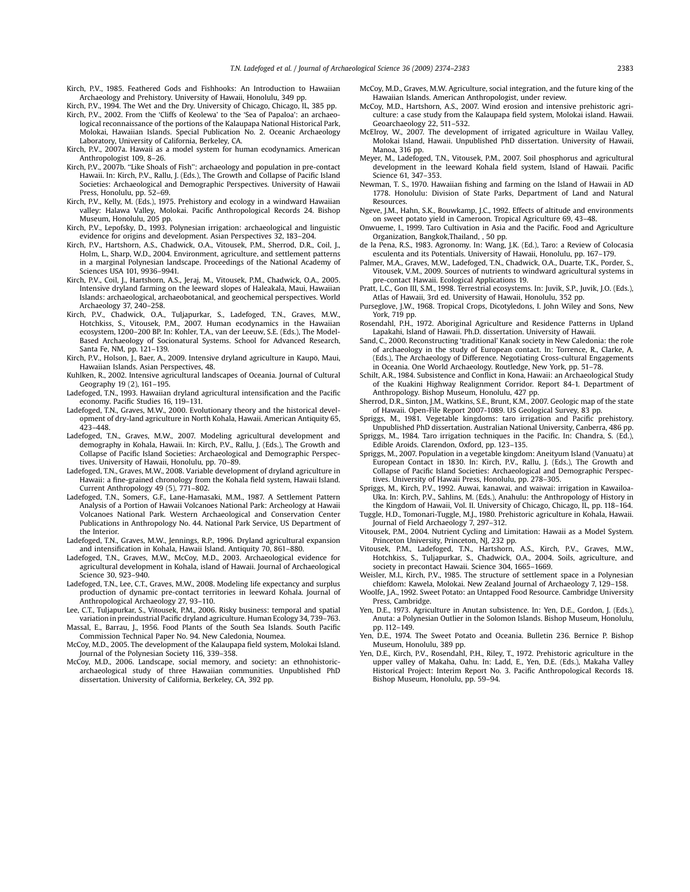Kirch, P.V., 1985. Feathered Gods and Fishhooks: An Introduction to Hawaiian Archaeology and Prehistory. University of Hawaii, Honolulu, 349 pp.

Kirch, P.V., 1994. The Wet and the Dry. University of Chicago, Chicago, IL, 385 pp.

Kirch, P.V., 2002. From the 'Cliffs of Keolewa' to the 'Sea of Papaloa': an archaeological reconnaissance of the portions of the Kalaupapa National Historical Park, Molokai, Hawaiian Islands. Special Publication No. 2. Oceanic Archaeology Laboratory, University of California, Berkeley, CA.

Kirch, P.V., 2007a. Hawaii as a model system for human ecodynamics. American Anthropologist 109, 8–26.

Kirch, P.V., 2007b. "Like Shoals of Fish": archaeology and population in pre-contact Hawaii. In: Kirch, P.V., Rallu, J. (Eds.), The Growth and Collapse of Pacific Island Societies: Archaeological and Demographic Perspectives. University of Hawaii Press, Honolulu, pp. 52–69.

Kirch, P.V., Kelly, M. (Eds.), 1975. Prehistory and ecology in a windward Hawaiian valley: Halawa Valley, Molokai. Pacific Anthropological Records 24. Bishop Museum, Honolulu, 205 pp.

Kirch, P.V., Lepofsky, D., 1993. Polynesian irrigation: archaeological and linguistic evidence for origins and development. Asian Perspectives 32, 183–204.

Kirch, P.V., Hartshorn, A.S., Chadwick, O.A., Vitousek, P.M., Sherrod, D.R., Coil, J., Holm, L., Sharp, W.D., 2004. Environment, agriculture, and settlement patterns in a marginal Polynesian landscape. Proceedings of the National Academy of Sciences USA 101, 9936–9941.

Kirch, P.V., Coil, J., Hartshorn, A.S., Jeraj, M., Vitousek, P.M., Chadwick, O.A., 2005. Intensive dryland farming on the leeward slopes of Haleakala, Maui, Hawaiian Islands: archaeological, archaeobotanical, and geochemical perspectives. World Archaeology 37, 240–258.

Kirch, P.V., Chadwick, O.A., Tuljapurkar, S., Ladefoged, T.N., Graves, M.W., Hotchkiss, S., Vitousek, P.M., 2007. Human ecodynamics in the Hawaiian ecosystem, 1200–200 BP. In: Kohler, T.A., van der Leeuw, S.E. (Eds.), The Model-Based Archaeology of Socionatural Systems. School for Advanced Research, Santa Fe, NM, pp. 121–139.

Kirch, P.V., Holson, J., Baer, A., 2009. Intensive dryland agriculture in Kaupō, Maui, Hawaiian Islands. Asian Perspectives, 48.

Kuhlken, R., 2002. Intensive agricultural landscapes of Oceania. Journal of Cultural Geography 19 (2), 161–195.

Ladefoged, T.N., 1993. Hawaiian dryland agricultural intensification and the Pacific economy. Pacific Studies 16, 119–131.

Ladefoged, T.N., Graves, M.W., 2000. Evolutionary theory and the historical development of dry-land agriculture in North Kohala, Hawaii. American Antiquity 65, 423–448.

Ladefoged, T.N., Graves, M.W., 2007. Modeling agricultural development and demography in Kohala, Hawaii. In: Kirch, P.V., Rallu, J. (Eds.), The Growth and Collapse of Pacific Island Societies: Archaeological and Demographic Perspectives. University of Hawaii, Honolulu, pp. 70–89.

Ladefoged, T.N., Graves, M.W., 2008. Variable development of dryland agriculture in Hawaii: a fine-grained chronology from the Kohala field system, Hawaii Island. Current Anthropology 49 (5), 771–802.

Ladefoged, T.N., Somers, G.F., Lane-Hamasaki, M.M., 1987. A Settlement Pattern Analysis of a Portion of Hawaii Volcanoes National Park: Archeology at Hawaii Volcanoes National Park. Western Archaeological and Conservation Center Publications in Anthropology No. 44. National Park Service, US Department of the Interior.

Ladefoged, T.N., Graves, M.W., Jennings, R.P., 1996. Dryland agricultural expansion and intensification in Kohala, Hawaii Island. Antiquity 70, 861–880.

Ladefoged, T.N., Graves, M.W., McCoy, M.D., 2003. Archaeological evidence for agricultural development in Kohala, island of Hawaii. Journal of Archaeological Science 30, 923–940.

Ladefoged, T.N., Lee, C.T., Graves, M.W., 2008. Modeling life expectancy and surplus production of dynamic pre-contact territories in leeward Kohala. Journal of Anthropological Archaeology 27, 93–110.

Lee, C.T., Tuljapurkar, S., Vitousek, P.M., 2006. Risky business: temporal and spatial variation in preindustrial Pacific dryland agriculture. Human Ecology 34, 739–763.

Massal, E., Barrau, J., 1956. Food Plants of the South Sea Islands. South Pacific Commission Technical Paper No. 94. New Caledonia, Noumea.

McCoy, M.D., 2005. The development of the Kalaupapa field system, Molokai Island. Journal of the Polynesian Society 116, 339–358.

McCoy, M.D., 2006. Landscape, social memory, and society: an ethnohistoric-archaeological study of three Hawaiian communities. Unpublished PhD dissertation. University of California, Berkeley, CA, 392 pp.

McCoy, M.D., Graves, M.W. Agriculture, social integration, and the future king of the Hawaiian Islands. American Anthropologist, under review.

McCoy, M.D., Hartshorn, A.S., 2007. Wind erosion and intensive prehistoric agriculture: a case study from the Kalaupapa field system, Molokai island. Hawaii. Geoarchaeology 22, 511–532.

McElroy, W., 2007. The development of irrigated agriculture in Wailau Valley, Molokai Island, Hawaii. Unpublished PhD dissertation. University of Hawaii, Manoa, 316 pp.

Meyer, M., Ladefoged, T.N., Vitousek, P.M., 2007. Soil phosphorus and agricultural development in the leeward Kohala field system, Island of Hawaii. Pacific Science 61, 347–353.

Newman, T. S., 1970. Hawaiian fishing and farming on the Island of Hawaii in AD 1778. Honolulu: Division of State Parks, Department of Land and Natural Resources.

Ngeve, J.M., Hahn, S.K., Bouwkamp, J.C., 1992. Effects of altitude and environments on sweet potato yield in Cameroon. Tropical Agriculture 69, 43–48.

Onwueme, I., 1999. Taro Cultivation in Asia and the Pacific. Food and Agriculture Organization, Bangkok,Thailand, , 50 pp.

de la Pena, R.S., 1983. Agronomy. In: Wang, J.K. (Ed.), Taro: a Review of Colocasia esculenta and its Potentials. University of Hawaii, Honolulu, pp. 167–179.

Palmer, M.A., Graves, M.W., Ladefoged, T.N., Chadwick, O.A., Duarte, T.K., Porder, S., Vitousek, V.M., 2009. Sources of nutrients to windward agricultural systems in pre-contact Hawaii. Ecological Applications 19.

Pratt, L.C., Gon III, S.M., 1998. Terrestrial ecosystems. In: Juvik, S.P., Juvik, J.O. (Eds.), Atlas of Hawaii, 3rd ed. University of Hawaii, Honolulu, 352 pp.

Purseglove, J.W., 1968. Tropical Crops, Dicotyledons, I. John Wiley and Sons, New York, 719 pp.

Rosendahl, P.H., 1972. Aboriginal Agriculture and Residence Patterns in Upland Lapakahi, Island of Hawaii. Ph.D. dissertation. University of Hawaii.

Sand, C., 2000. Reconstructing 'traditional' Kanak society in New Caledonia: the role of archaeology in the study of European contact. In: Torrence, R., Clarke, A. (Eds.), The Archaeology of Difference. Negotiating Cross-cultural Engagements in Oceania. One World Archaeology. Routledge, New York, pp. 51–78.

Schilt, A.R., 1984. Subsistence and Conflict in Kona, Hawaii: an Archaeological Study of the Kuakini Highway Realignment Corridor. Report 84-1. Department of Anthropology. Bishop Museum, Honolulu, 427 pp.

Sherrod, D.R., Sinton, J.M., Watkins, S.E., Brunt, K.M., 2007. Geologic map of the state of Hawaii. Open-File Report 2007-1089. US Geological Survey, 83 pp.

Spriggs, M., 1981. Vegetable kingdoms: taro irrigation and Pacific prehistory. Unpublished PhD dissertation. Australian National University, Canberra, 486 pp.

Spriggs, M., 1984. Taro irrigation techniques in the Pacific. In: Chandra, S. (Ed.), Edible Aroids. Clarendon, Oxford, pp. 123–135.

Spriggs, M., 2007. Population in a vegetable kingdom: Aneityum Island (Vanuatu) at European Contact in 1830. In: Kirch, P.V., Rallu, J. (Eds.), The Growth and Collapse of Pacific Island Societies: Archaeological and Demographic Perspectives. University of Hawaii Press, Honolulu, pp. 278–305.

Spriggs, M., Kirch, P.V., 1992. Auwai, kanawai, and waiwai: irrigation in Kawailoa-Uka. In: Kirch, P.V., Sahlins, M. (Eds.), Anahulu: the Anthropology of History in the Kingdom of Hawaii, Vol. II. University of Chicago, Chicago, IL, pp. 118–164.

Tuggle, H.D., Tomonari-Tuggle, M.J., 1980. Prehistoric agriculture in Kohala, Hawaii. Journal of Field Archaeology 7, 297–312.

Vitousek, P.M., 2004. Nutrient Cycling and Limitation: Hawaii as a Model System. Princeton University, Princeton, NJ, 232 pp.

Vitousek, P.M., Ladefoged, T.N., Hartshorn, A.S., Kirch, P.V., Graves, M.W., Hotchkiss, S., Tuljapurkar, S., Chadwick, O.A., 2004. Soils, agriculture, and society in precontact Hawaii. Science 304, 1665–1669.

Weisler, M.I., Kirch, P.V., 1985. The structure of settlement space in a Polynesian chiefdom: Kawela, Molokai. New Zealand Journal of Archaeology 7, 129–158.

Woolfe, J.A., 1992. Sweet Potato: an Untapped Food Resource. Cambridge University Press, Cambridge.

Yen, D.E., 1973. Agriculture in Anutan subsistence. In: Yen, D.E., Gordon, J. (Eds.), Anuta: a Polynesian Outlier in the Solomon Islands. Bishop Museum, Honolulu, pp. 112–149.

Yen, D.E., 1974. The Sweet Potato and Oceania. Bulletin 236. Bernice P. Bishop Museum, Honolulu, 389 pp.

Yen, D.E., Kirch, P.V., Rosendahl, P.H., Riley, T., 1972. Prehistoric agriculture in the upper valley of Makaha, Oahu. In: Ladd, E., Yen, D.E. (Eds.), Makaha Valley Historical Project: Interim Report No. 3. Pacific Anthropological Records 18. Bishop Museum, Honolulu, pp. 59–94.